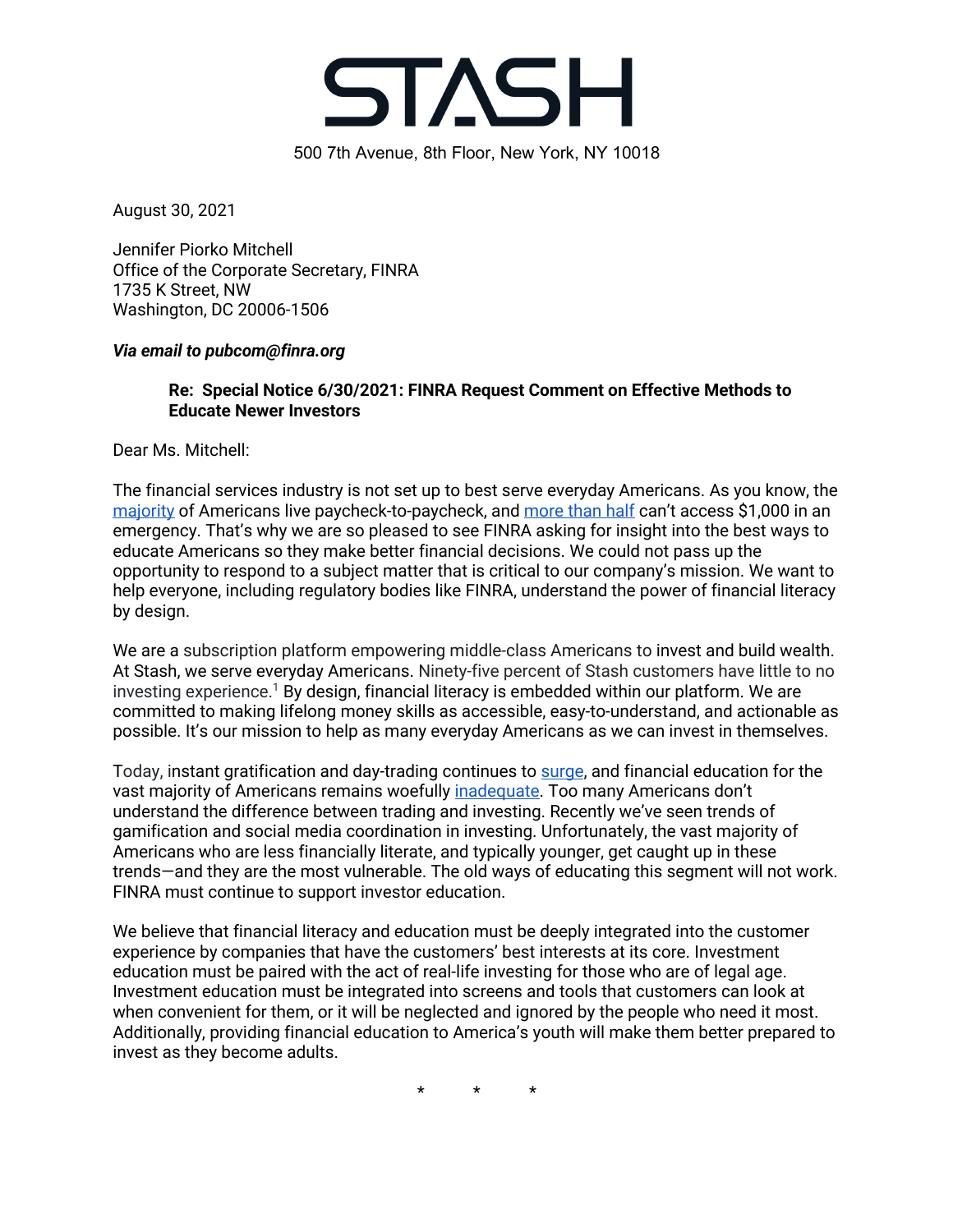# STASH

500 7th Avenue, 8th Floor, New York, NY 10018

August 30, 2021

Jennifer Piorko Mitchell
Office of the Corporate Secretary, FINRA
1735 K Street, NW
Washington, DC 20006-1506

***Via email to pubcom@finra.org***

**Re: Special Notice 6/30/2021: FINRA Request Comment on Effective Methods to Educate Newer Investors**

Dear Ms. Mitchell:

The financial services industry is not set up to best serve everyday Americans. As you know, the majority of Americans live paycheck-to-paycheck, and more than half can't access $1,000 in an emergency. That's why we are so pleased to see FINRA asking for insight into the best ways to educate Americans so they make better financial decisions. We could not pass up the opportunity to respond to a subject matter that is critical to our company's mission. We want to help everyone, including regulatory bodies like FINRA, understand the power of financial literacy by design.

We are a subscription platform empowering middle-class Americans to invest and build wealth. At Stash, we serve everyday Americans. Ninety-five percent of Stash customers have little to no investing experience.[1] By design, financial literacy is embedded within our platform. We are committed to making lifelong money skills as accessible, easy-to-understand, and actionable as possible. It's our mission to help as many everyday Americans as we can invest in themselves.

Today, instant gratification and day-trading continues to surge, and financial education for the vast majority of Americans remains woefully inadequate. Too many Americans don't understand the difference between trading and investing. Recently we've seen trends of gamification and social media coordination in investing. Unfortunately, the vast majority of Americans who are less financially literate, and typically younger, get caught up in these trends—and they are the most vulnerable. The old ways of educating this segment will not work. FINRA must continue to support investor education.

We believe that financial literacy and education must be deeply integrated into the customer experience by companies that have the customers' best interests at its core. Investment education must be paired with the act of real-life investing for those who are of legal age. Investment education must be integrated into screens and tools that customers can look at when convenient for them, or it will be neglected and ignored by the people who need it most. Additionally, providing financial education to America's youth will make them better prepared to invest as they become adults.

\* \* \*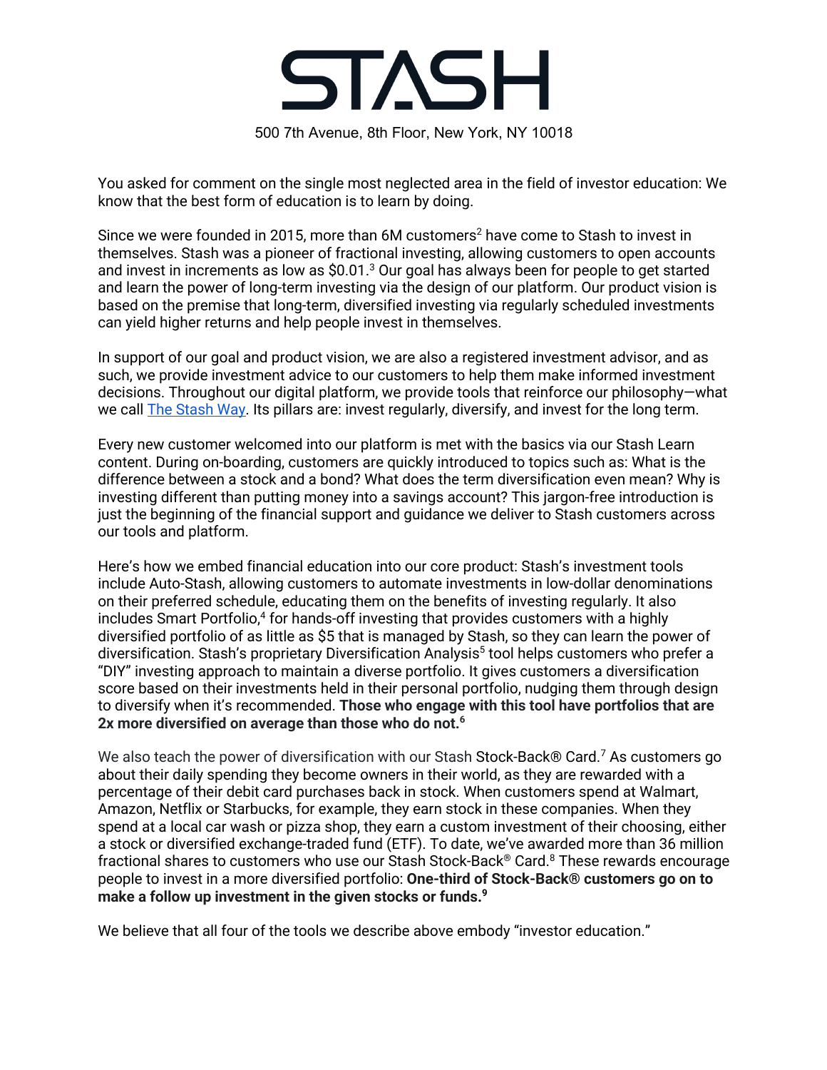# STASH

500 7th Avenue, 8th Floor, New York, NY 10018

You asked for comment on the single most neglected area in the field of investor education: We know that the best form of education is to learn by doing.

Since we were founded in 2015, more than 6M customers[2] have come to Stash to invest in themselves. Stash was a pioneer of fractional investing, allowing customers to open accounts and invest in increments as low as $0.01.[3] Our goal has always been for people to get started and learn the power of long-term investing via the design of our platform. Our product vision is based on the premise that long-term, diversified investing via regularly scheduled investments can yield higher returns and help people invest in themselves.

In support of our goal and product vision, we are also a registered investment advisor, and as such, we provide investment advice to our customers to help them make informed investment decisions. Throughout our digital platform, we provide tools that reinforce our philosophy—what we call The Stash Way. Its pillars are: invest regularly, diversify, and invest for the long term.

Every new customer welcomed into our platform is met with the basics via our Stash Learn content. During on-boarding, customers are quickly introduced to topics such as: What is the difference between a stock and a bond? What does the term diversification even mean? Why is investing different than putting money into a savings account? This jargon-free introduction is just the beginning of the financial support and guidance we deliver to Stash customers across our tools and platform.

Here's how we embed financial education into our core product: Stash's investment tools include Auto-Stash, allowing customers to automate investments in low-dollar denominations on their preferred schedule, educating them on the benefits of investing regularly. It also includes Smart Portfolio,[4] for hands-off investing that provides customers with a highly diversified portfolio of as little as $5 that is managed by Stash, so they can learn the power of diversification. Stash's proprietary Diversification Analysis[5] tool helps customers who prefer a "DIY" investing approach to maintain a diverse portfolio. It gives customers a diversification score based on their investments held in their personal portfolio, nudging them through design to diversify when it's recommended. **Those who engage with this tool have portfolios that are 2x more diversified on average than those who do not.[6]**

We also teach the power of diversification with our Stash Stock-Back® Card.[7] As customers go about their daily spending they become owners in their world, as they are rewarded with a percentage of their debit card purchases back in stock. When customers spend at Walmart, Amazon, Netflix or Starbucks, for example, they earn stock in these companies. When they spend at a local car wash or pizza shop, they earn a custom investment of their choosing, either a stock or diversified exchange-traded fund (ETF). To date, we've awarded more than 36 million fractional shares to customers who use our Stash Stock-Back® Card.[8] These rewards encourage people to invest in a more diversified portfolio: **One-third of Stock-Back® customers go on to make a follow up investment in the given stocks or funds.[9]**

We believe that all four of the tools we describe above embody "investor education."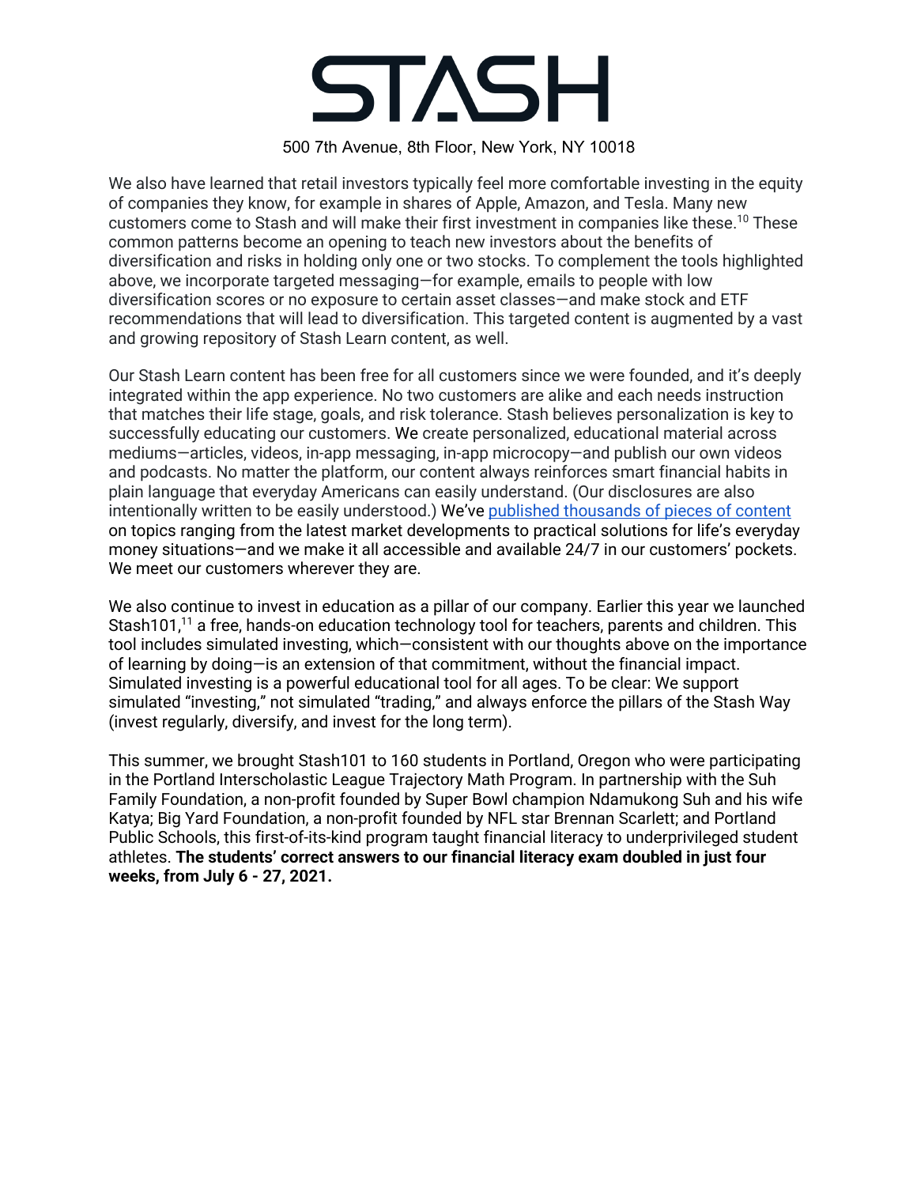# STASH

500 7th Avenue, 8th Floor, New York, NY 10018

We also have learned that retail investors typically feel more comfortable investing in the equity of companies they know, for example in shares of Apple, Amazon, and Tesla. Many new customers come to Stash and will make their first investment in companies like these.[10] These common patterns become an opening to teach new investors about the benefits of diversification and risks in holding only one or two stocks. To complement the tools highlighted above, we incorporate targeted messaging—for example, emails to people with low diversification scores or no exposure to certain asset classes—and make stock and ETF recommendations that will lead to diversification. This targeted content is augmented by a vast and growing repository of Stash Learn content, as well.

Our Stash Learn content has been free for all customers since we were founded, and it's deeply integrated within the app experience. No two customers are alike and each needs instruction that matches their life stage, goals, and risk tolerance. Stash believes personalization is key to successfully educating our customers. We create personalized, educational material across mediums—articles, videos, in-app messaging, in-app microcopy—and publish our own videos and podcasts. No matter the platform, our content always reinforces smart financial habits in plain language that everyday Americans can easily understand. (Our disclosures are also intentionally written to be easily understood.) We've published thousands of pieces of content on topics ranging from the latest market developments to practical solutions for life's everyday money situations—and we make it all accessible and available 24/7 in our customers' pockets. We meet our customers wherever they are.

We also continue to invest in education as a pillar of our company. Earlier this year we launched Stash101,[11] a free, hands-on education technology tool for teachers, parents and children. This tool includes simulated investing, which—consistent with our thoughts above on the importance of learning by doing—is an extension of that commitment, without the financial impact. Simulated investing is a powerful educational tool for all ages. To be clear: We support simulated "investing," not simulated "trading," and always enforce the pillars of the Stash Way (invest regularly, diversify, and invest for the long term).

This summer, we brought Stash101 to 160 students in Portland, Oregon who were participating in the Portland Interscholastic League Trajectory Math Program. In partnership with the Suh Family Foundation, a non-profit founded by Super Bowl champion Ndamukong Suh and his wife Katya; Big Yard Foundation, a non-profit founded by NFL star Brennan Scarlett; and Portland Public Schools, this first-of-its-kind program taught financial literacy to underprivileged student athletes. **The students' correct answers to our financial literacy exam doubled in just four weeks, from July 6 - 27, 2021.**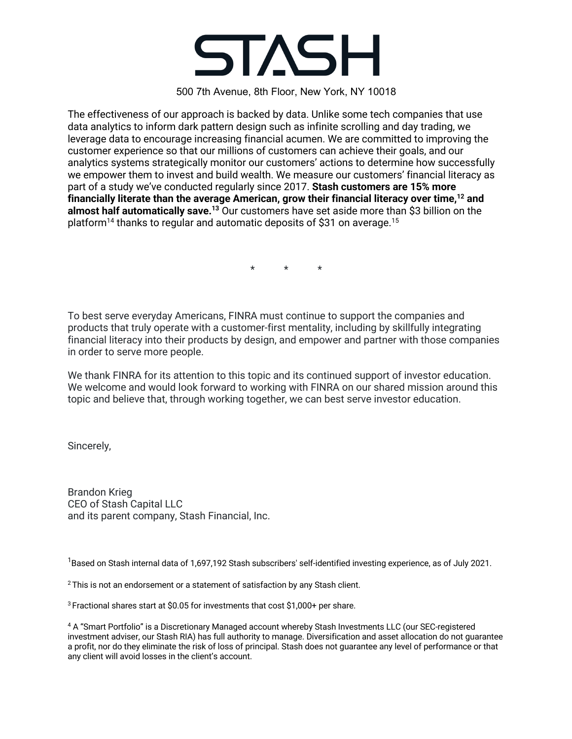# STASH

500 7th Avenue, 8th Floor, New York, NY 10018

The effectiveness of our approach is backed by data. Unlike some tech companies that use data analytics to inform dark pattern design such as infinite scrolling and day trading, we leverage data to encourage increasing financial acumen. We are committed to improving the customer experience so that our millions of customers can achieve their goals, and our analytics systems strategically monitor our customers' actions to determine how successfully we empower them to invest and build wealth. We measure our customers' financial literacy as part of a study we've conducted regularly since 2017. **Stash customers are 15% more financially literate than the average American, grow their financial literacy over time,[12] and almost half automatically save.[13]** Our customers have set aside more than $3 billion on the platform[14] thanks to regular and automatic deposits of $31 on average.[15]

\* \* \*

To best serve everyday Americans, FINRA must continue to support the companies and products that truly operate with a customer-first mentality, including by skillfully integrating financial literacy into their products by design, and empower and partner with those companies in order to serve more people.

We thank FINRA for its attention to this topic and its continued support of investor education. We welcome and would look forward to working with FINRA on our shared mission around this topic and believe that, through working together, we can best serve investor education.

Sincerely,

Brandon Krieg
CEO of Stash Capital LLC
and its parent company, Stash Financial, Inc.

[1] Based on Stash internal data of 1,697,192 Stash subscribers' self-identified investing experience, as of July 2021.

[2] This is not an endorsement or a statement of satisfaction by any Stash client.

[3] Fractional shares start at $0.05 for investments that cost $1,000+ per share.

[4] A "Smart Portfolio" is a Discretionary Managed account whereby Stash Investments LLC (our SEC-registered investment adviser, our Stash RIA) has full authority to manage. Diversification and asset allocation do not guarantee a profit, nor do they eliminate the risk of loss of principal. Stash does not guarantee any level of performance or that any client will avoid losses in the client's account.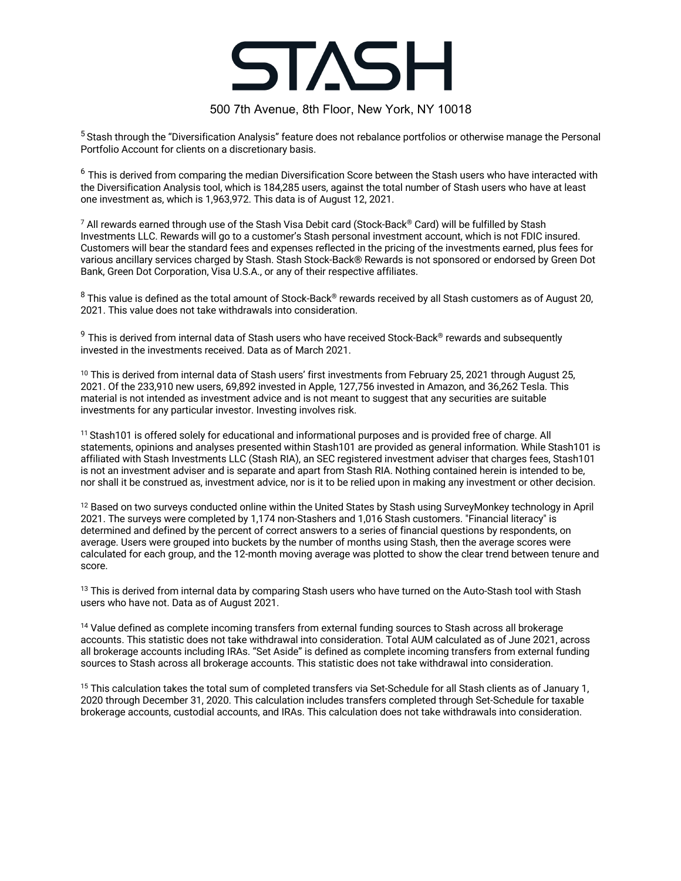# STASH

500 7th Avenue, 8th Floor, New York, NY 10018

[5] Stash through the "Diversification Analysis" feature does not rebalance portfolios or otherwise manage the Personal Portfolio Account for clients on a discretionary basis.

[6] This is derived from comparing the median Diversification Score between the Stash users who have interacted with the Diversification Analysis tool, which is 184,285 users, against the total number of Stash users who have at least one investment as, which is 1,963,972. This data is of August 12, 2021.

[7] All rewards earned through use of the Stash Visa Debit card (Stock-Back® Card) will be fulfilled by Stash Investments LLC. Rewards will go to a customer's Stash personal investment account, which is not FDIC insured. Customers will bear the standard fees and expenses reflected in the pricing of the investments earned, plus fees for various ancillary services charged by Stash. Stash Stock-Back® Rewards is not sponsored or endorsed by Green Dot Bank, Green Dot Corporation, Visa U.S.A., or any of their respective affiliates.

[8] This value is defined as the total amount of Stock-Back® rewards received by all Stash customers as of August 20, 2021. This value does not take withdrawals into consideration.

[9] This is derived from internal data of Stash users who have received Stock-Back® rewards and subsequently invested in the investments received. Data as of March 2021.

[10] This is derived from internal data of Stash users' first investments from February 25, 2021 through August 25, 2021. Of the 233,910 new users, 69,892 invested in Apple, 127,756 invested in Amazon, and 36,262 Tesla. This material is not intended as investment advice and is not meant to suggest that any securities are suitable investments for any particular investor. Investing involves risk.

[11] Stash101 is offered solely for educational and informational purposes and is provided free of charge. All statements, opinions and analyses presented within Stash101 are provided as general information. While Stash101 is affiliated with Stash Investments LLC (Stash RIA), an SEC registered investment adviser that charges fees, Stash101 is not an investment adviser and is separate and apart from Stash RIA. Nothing contained herein is intended to be, nor shall it be construed as, investment advice, nor is it to be relied upon in making any investment or other decision.

[12] Based on two surveys conducted online within the United States by Stash using SurveyMonkey technology in April 2021. The surveys were completed by 1,174 non-Stashers and 1,016 Stash customers. "Financial literacy" is determined and defined by the percent of correct answers to a series of financial questions by respondents, on average. Users were grouped into buckets by the number of months using Stash, then the average scores were calculated for each group, and the 12-month moving average was plotted to show the clear trend between tenure and score.

[13] This is derived from internal data by comparing Stash users who have turned on the Auto-Stash tool with Stash users who have not. Data as of August 2021.

[14] Value defined as complete incoming transfers from external funding sources to Stash across all brokerage accounts. This statistic does not take withdrawal into consideration. Total AUM calculated as of June 2021, across all brokerage accounts including IRAs. "Set Aside" is defined as complete incoming transfers from external funding sources to Stash across all brokerage accounts. This statistic does not take withdrawal into consideration.

[15] This calculation takes the total sum of completed transfers via Set-Schedule for all Stash clients as of January 1, 2020 through December 31, 2020. This calculation includes transfers completed through Set-Schedule for taxable brokerage accounts, custodial accounts, and IRAs. This calculation does not take withdrawals into consideration.